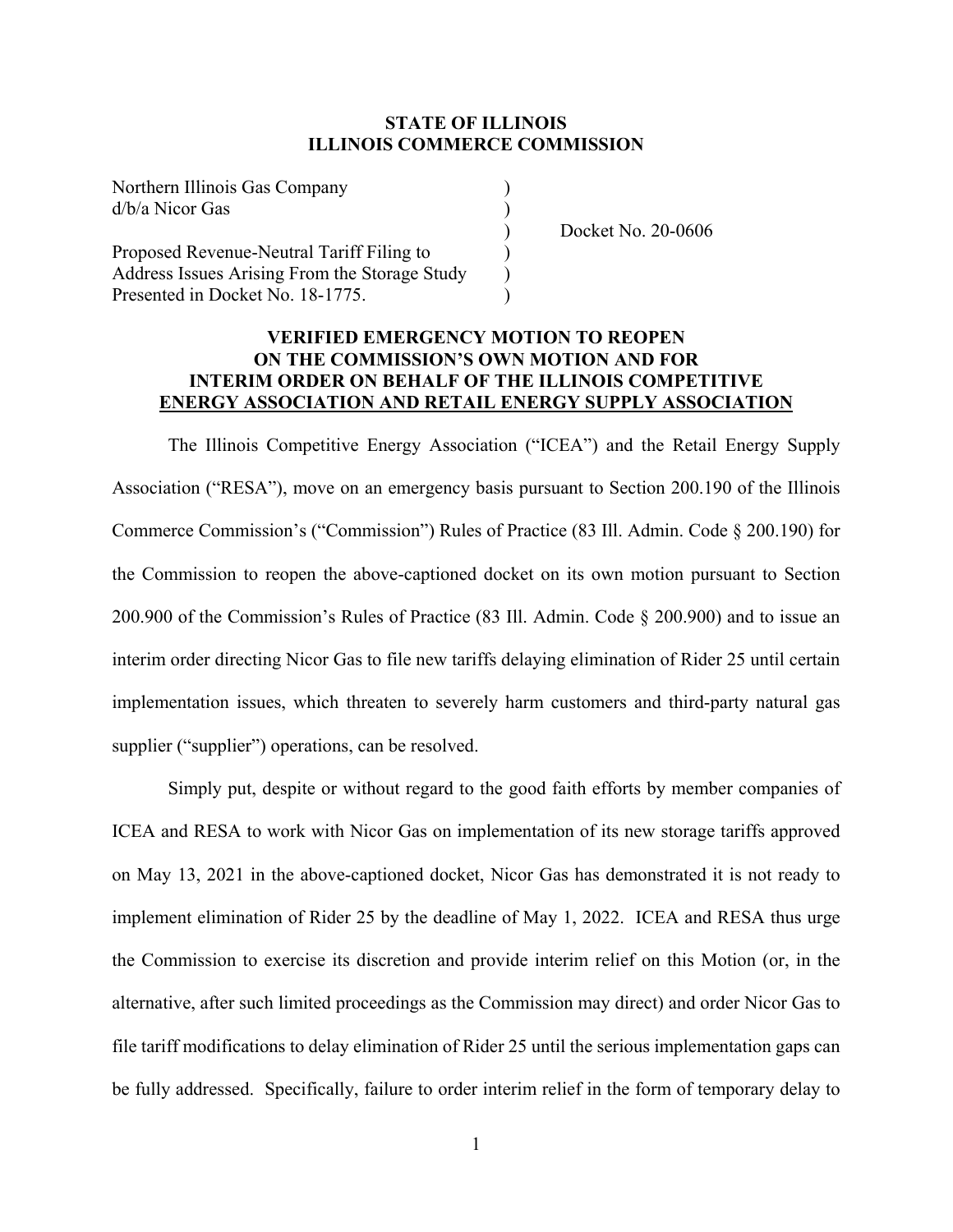**STATE OF ILLINOIS**
**ILLINOIS COMMERCE COMMISSION**

| | | |
|---|---|---|
| Northern Illinois Gas Company | ) | |
| d/b/a Nicor Gas | ) | |
| | ) | Docket No. 20-0606 |
| Proposed Revenue-Neutral Tariff Filing to | ) | |
| Address Issues Arising From the Storage Study | ) | |
| Presented in Docket No. 18-1775. | ) | |

**VERIFIED EMERGENCY MOTION TO REOPEN ON THE COMMISSION'S OWN MOTION AND FOR INTERIM ORDER ON BEHALF OF THE ILLINOIS COMPETITIVE ENERGY ASSOCIATION AND RETAIL ENERGY SUPPLY ASSOCIATION**

The Illinois Competitive Energy Association ("ICEA") and the Retail Energy Supply Association ("RESA"), move on an emergency basis pursuant to Section 200.190 of the Illinois Commerce Commission's ("Commission") Rules of Practice (83 Ill. Admin. Code § 200.190) for the Commission to reopen the above-captioned docket on its own motion pursuant to Section 200.900 of the Commission's Rules of Practice (83 Ill. Admin. Code § 200.900) and to issue an interim order directing Nicor Gas to file new tariffs delaying elimination of Rider 25 until certain implementation issues, which threaten to severely harm customers and third-party natural gas supplier ("supplier") operations, can be resolved.

Simply put, despite or without regard to the good faith efforts by member companies of ICEA and RESA to work with Nicor Gas on implementation of its new storage tariffs approved on May 13, 2021 in the above-captioned docket, Nicor Gas has demonstrated it is not ready to implement elimination of Rider 25 by the deadline of May 1, 2022. ICEA and RESA thus urge the Commission to exercise its discretion and provide interim relief on this Motion (or, in the alternative, after such limited proceedings as the Commission may direct) and order Nicor Gas to file tariff modifications to delay elimination of Rider 25 until the serious implementation gaps can be fully addressed. Specifically, failure to order interim relief in the form of temporary delay to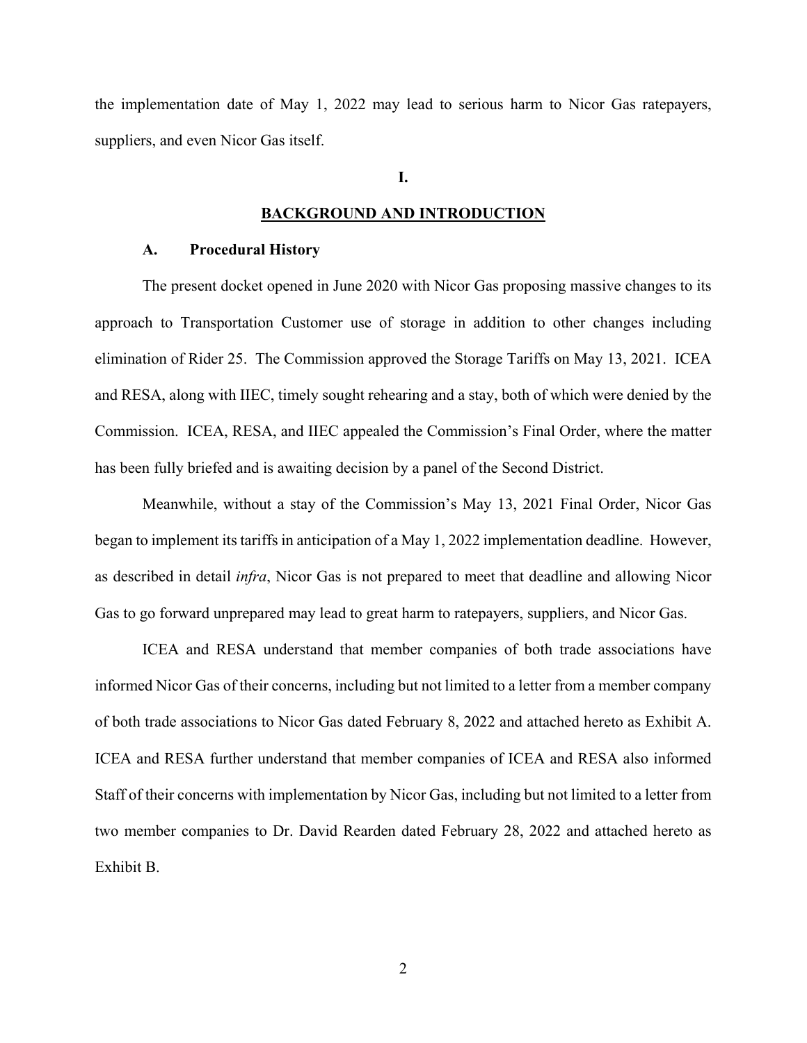the implementation date of May 1, 2022 may lead to serious harm to Nicor Gas ratepayers, suppliers, and even Nicor Gas itself.

## I.

## BACKGROUND AND INTRODUCTION

### A. Procedural History

The present docket opened in June 2020 with Nicor Gas proposing massive changes to its approach to Transportation Customer use of storage in addition to other changes including elimination of Rider 25. The Commission approved the Storage Tariffs on May 13, 2021. ICEA and RESA, along with IIEC, timely sought rehearing and a stay, both of which were denied by the Commission. ICEA, RESA, and IIEC appealed the Commission's Final Order, where the matter has been fully briefed and is awaiting decision by a panel of the Second District.

Meanwhile, without a stay of the Commission's May 13, 2021 Final Order, Nicor Gas began to implement its tariffs in anticipation of a May 1, 2022 implementation deadline. However, as described in detail *infra*, Nicor Gas is not prepared to meet that deadline and allowing Nicor Gas to go forward unprepared may lead to great harm to ratepayers, suppliers, and Nicor Gas.

ICEA and RESA understand that member companies of both trade associations have informed Nicor Gas of their concerns, including but not limited to a letter from a member company of both trade associations to Nicor Gas dated February 8, 2022 and attached hereto as Exhibit A. ICEA and RESA further understand that member companies of ICEA and RESA also informed Staff of their concerns with implementation by Nicor Gas, including but not limited to a letter from two member companies to Dr. David Rearden dated February 28, 2022 and attached hereto as Exhibit B.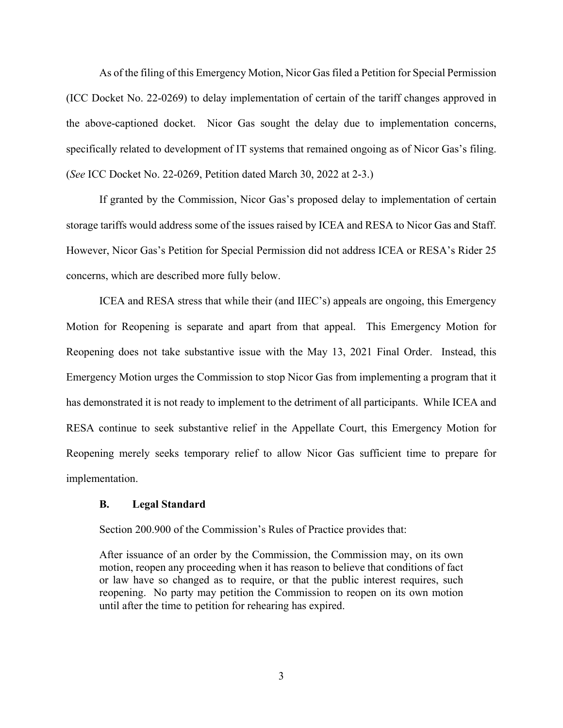As of the filing of this Emergency Motion, Nicor Gas filed a Petition for Special Permission (ICC Docket No. 22-0269) to delay implementation of certain of the tariff changes approved in the above-captioned docket. Nicor Gas sought the delay due to implementation concerns, specifically related to development of IT systems that remained ongoing as of Nicor Gas's filing. (*See* ICC Docket No. 22-0269, Petition dated March 30, 2022 at 2-3.)

If granted by the Commission, Nicor Gas's proposed delay to implementation of certain storage tariffs would address some of the issues raised by ICEA and RESA to Nicor Gas and Staff. However, Nicor Gas's Petition for Special Permission did not address ICEA or RESA's Rider 25 concerns, which are described more fully below.

ICEA and RESA stress that while their (and IIEC's) appeals are ongoing, this Emergency Motion for Reopening is separate and apart from that appeal. This Emergency Motion for Reopening does not take substantive issue with the May 13, 2021 Final Order. Instead, this Emergency Motion urges the Commission to stop Nicor Gas from implementing a program that it has demonstrated it is not ready to implement to the detriment of all participants. While ICEA and RESA continue to seek substantive relief in the Appellate Court, this Emergency Motion for Reopening merely seeks temporary relief to allow Nicor Gas sufficient time to prepare for implementation.

### B. Legal Standard

Section 200.900 of the Commission's Rules of Practice provides that:

> After issuance of an order by the Commission, the Commission may, on its own motion, reopen any proceeding when it has reason to believe that conditions of fact or law have so changed as to require, or that the public interest requires, such reopening. No party may petition the Commission to reopen on its own motion until after the time to petition for rehearing has expired.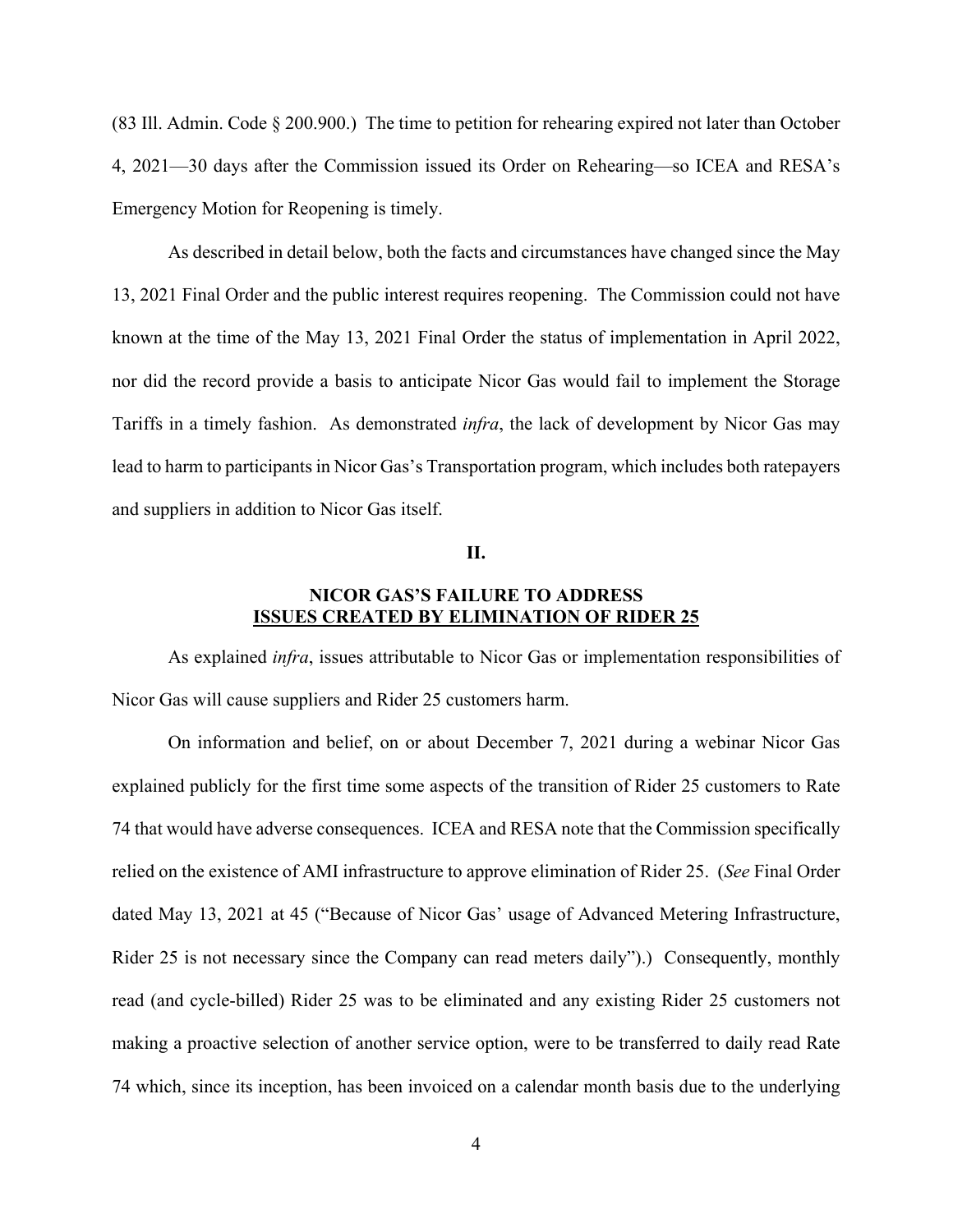(83 Ill. Admin. Code § 200.900.) The time to petition for rehearing expired not later than October 4, 2021—30 days after the Commission issued its Order on Rehearing—so ICEA and RESA's Emergency Motion for Reopening is timely.

As described in detail below, both the facts and circumstances have changed since the May 13, 2021 Final Order and the public interest requires reopening. The Commission could not have known at the time of the May 13, 2021 Final Order the status of implementation in April 2022, nor did the record provide a basis to anticipate Nicor Gas would fail to implement the Storage Tariffs in a timely fashion. As demonstrated *infra*, the lack of development by Nicor Gas may lead to harm to participants in Nicor Gas's Transportation program, which includes both ratepayers and suppliers in addition to Nicor Gas itself.

## II.

## NICOR GAS'S FAILURE TO ADDRESS <u>ISSUES CREATED BY ELIMINATION OF RIDER 25</u>

As explained *infra*, issues attributable to Nicor Gas or implementation responsibilities of Nicor Gas will cause suppliers and Rider 25 customers harm.

On information and belief, on or about December 7, 2021 during a webinar Nicor Gas explained publicly for the first time some aspects of the transition of Rider 25 customers to Rate 74 that would have adverse consequences. ICEA and RESA note that the Commission specifically relied on the existence of AMI infrastructure to approve elimination of Rider 25. (*See* Final Order dated May 13, 2021 at 45 ("Because of Nicor Gas' usage of Advanced Metering Infrastructure, Rider 25 is not necessary since the Company can read meters daily").) Consequently, monthly read (and cycle-billed) Rider 25 was to be eliminated and any existing Rider 25 customers not making a proactive selection of another service option, were to be transferred to daily read Rate 74 which, since its inception, has been invoiced on a calendar month basis due to the underlying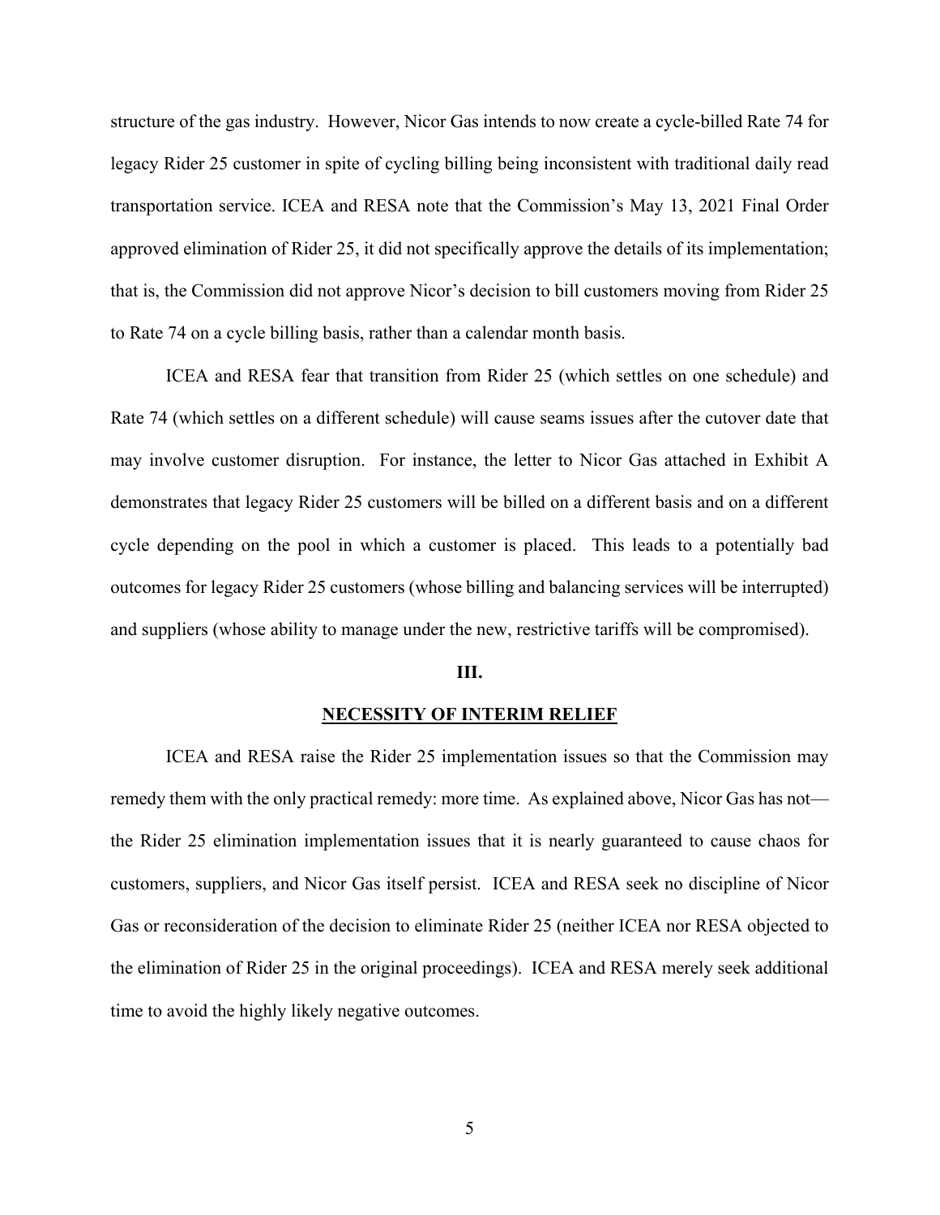structure of the gas industry. However, Nicor Gas intends to now create a cycle-billed Rate 74 for legacy Rider 25 customer in spite of cycling billing being inconsistent with traditional daily read transportation service. ICEA and RESA note that the Commission's May 13, 2021 Final Order approved elimination of Rider 25, it did not specifically approve the details of its implementation; that is, the Commission did not approve Nicor's decision to bill customers moving from Rider 25 to Rate 74 on a cycle billing basis, rather than a calendar month basis.

ICEA and RESA fear that transition from Rider 25 (which settles on one schedule) and Rate 74 (which settles on a different schedule) will cause seams issues after the cutover date that may involve customer disruption. For instance, the letter to Nicor Gas attached in Exhibit A demonstrates that legacy Rider 25 customers will be billed on a different basis and on a different cycle depending on the pool in which a customer is placed. This leads to a potentially bad outcomes for legacy Rider 25 customers (whose billing and balancing services will be interrupted) and suppliers (whose ability to manage under the new, restrictive tariffs will be compromised).

## III.

## NECESSITY OF INTERIM RELIEF

ICEA and RESA raise the Rider 25 implementation issues so that the Commission may remedy them with the only practical remedy: more time. As explained above, Nicor Gas has not—the Rider 25 elimination implementation issues that it is nearly guaranteed to cause chaos for customers, suppliers, and Nicor Gas itself persist. ICEA and RESA seek no discipline of Nicor Gas or reconsideration of the decision to eliminate Rider 25 (neither ICEA nor RESA objected to the elimination of Rider 25 in the original proceedings). ICEA and RESA merely seek additional time to avoid the highly likely negative outcomes.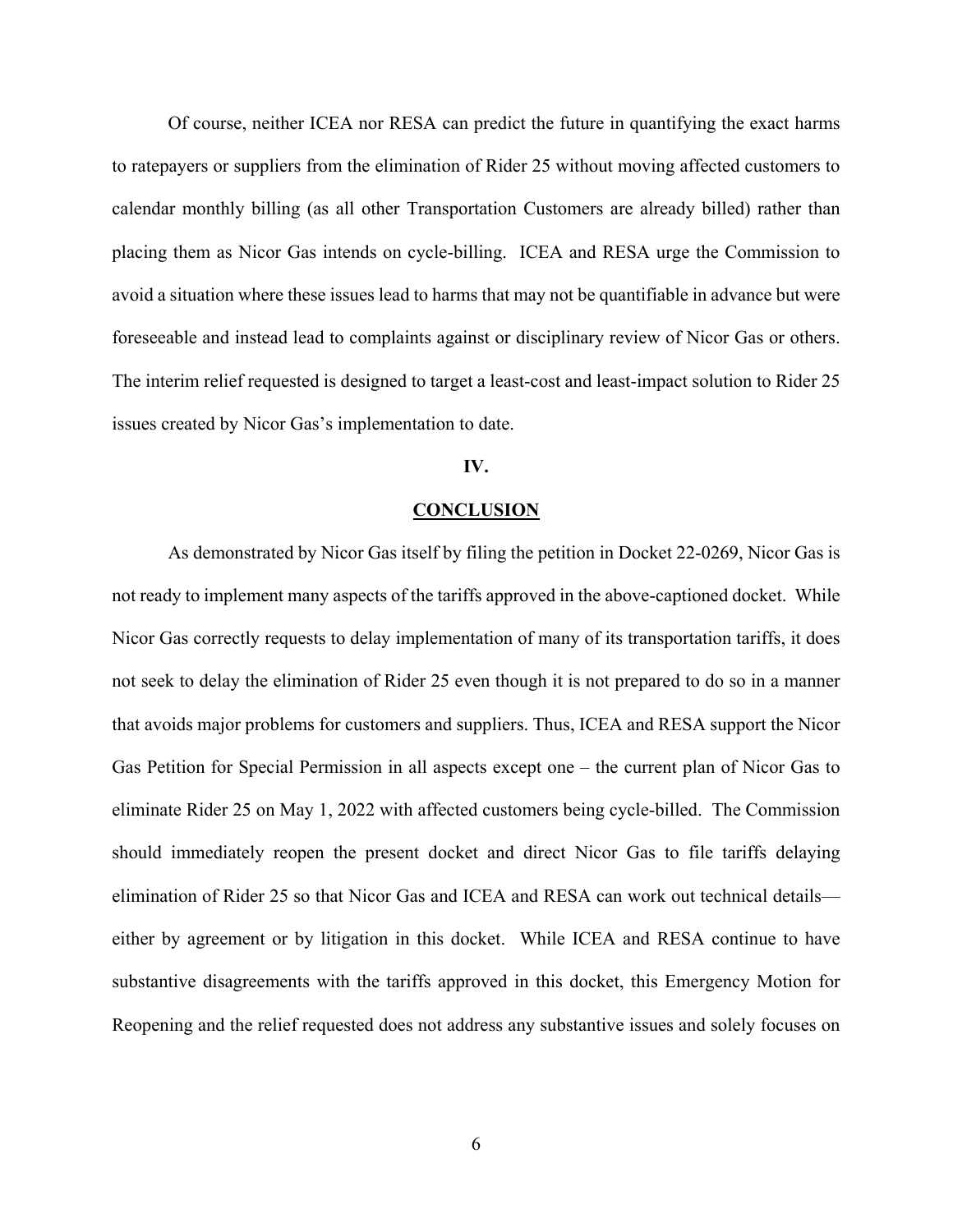Of course, neither ICEA nor RESA can predict the future in quantifying the exact harms to ratepayers or suppliers from the elimination of Rider 25 without moving affected customers to calendar monthly billing (as all other Transportation Customers are already billed) rather than placing them as Nicor Gas intends on cycle-billing. ICEA and RESA urge the Commission to avoid a situation where these issues lead to harms that may not be quantifiable in advance but were foreseeable and instead lead to complaints against or disciplinary review of Nicor Gas or others. The interim relief requested is designed to target a least-cost and least-impact solution to Rider 25 issues created by Nicor Gas's implementation to date.

## IV.

## CONCLUSION

As demonstrated by Nicor Gas itself by filing the petition in Docket 22-0269, Nicor Gas is not ready to implement many aspects of the tariffs approved in the above-captioned docket. While Nicor Gas correctly requests to delay implementation of many of its transportation tariffs, it does not seek to delay the elimination of Rider 25 even though it is not prepared to do so in a manner that avoids major problems for customers and suppliers. Thus, ICEA and RESA support the Nicor Gas Petition for Special Permission in all aspects except one – the current plan of Nicor Gas to eliminate Rider 25 on May 1, 2022 with affected customers being cycle-billed. The Commission should immediately reopen the present docket and direct Nicor Gas to file tariffs delaying elimination of Rider 25 so that Nicor Gas and ICEA and RESA can work out technical details—either by agreement or by litigation in this docket. While ICEA and RESA continue to have substantive disagreements with the tariffs approved in this docket, this Emergency Motion for Reopening and the relief requested does not address any substantive issues and solely focuses on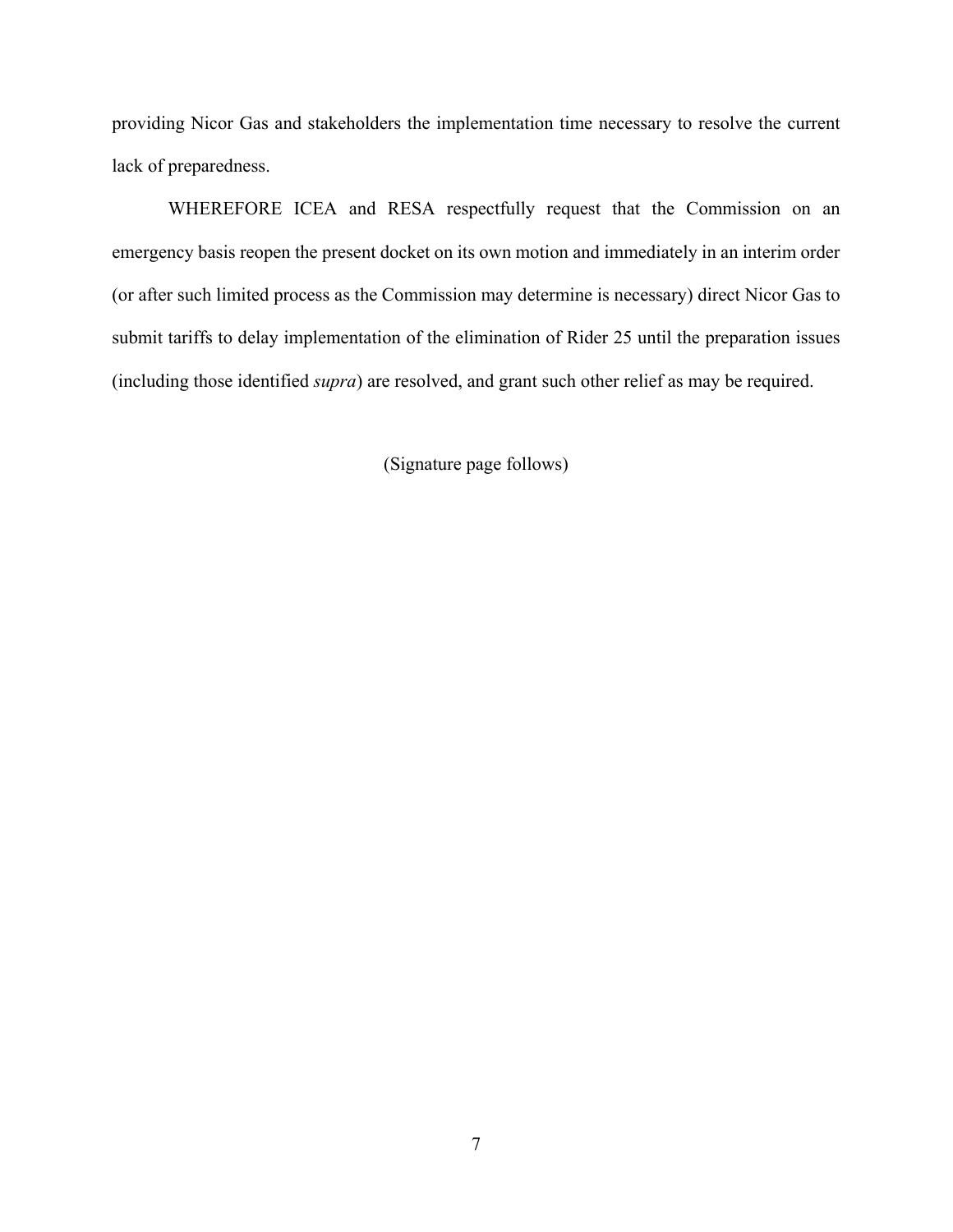providing Nicor Gas and stakeholders the implementation time necessary to resolve the current lack of preparedness.

WHEREFORE ICEA and RESA respectfully request that the Commission on an emergency basis reopen the present docket on its own motion and immediately in an interim order (or after such limited process as the Commission may determine is necessary) direct Nicor Gas to submit tariffs to delay implementation of the elimination of Rider 25 until the preparation issues (including those identified *supra*) are resolved, and grant such other relief as may be required.

(Signature page follows)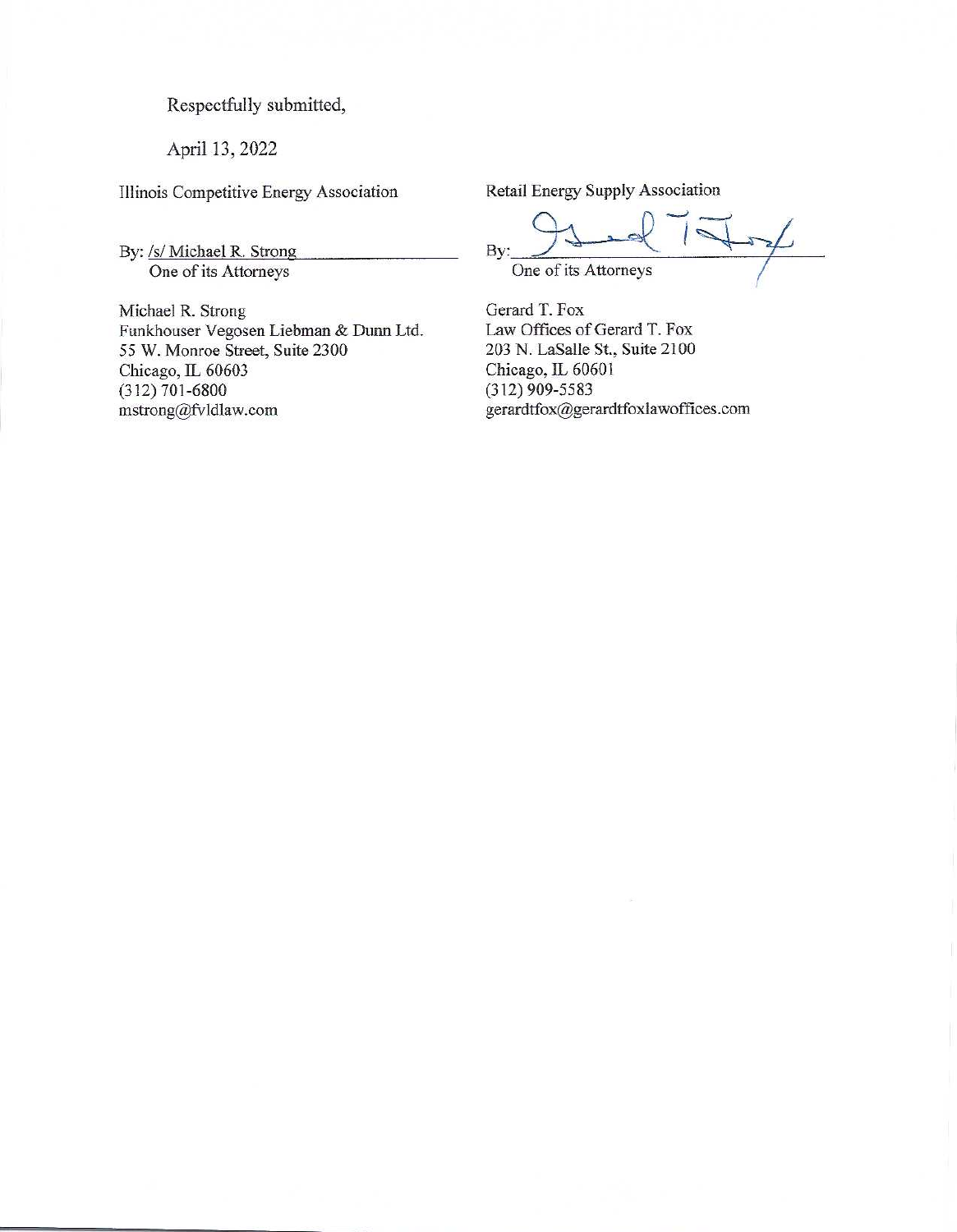Respectfully submitted,

April 13, 2022

Illinois Competitive Energy Association

By: /s/ Michael R. Strong
One of its Attorneys

Michael R. Strong
Funkhouser Vegosen Liebman & Dunn Ltd.
55 W. Monroe Street, Suite 2300
Chicago, IL 60603
(312) 701-6800
mstrong@fvldlaw.com

Retail Energy Supply Association

By: ____________________
One of its Attorneys

Gerard T. Fox
Law Offices of Gerard T. Fox
203 N. LaSalle St., Suite 2100
Chicago, IL 60601
(312) 909-5583
gerardtfox@gerardtfoxlawoffices.com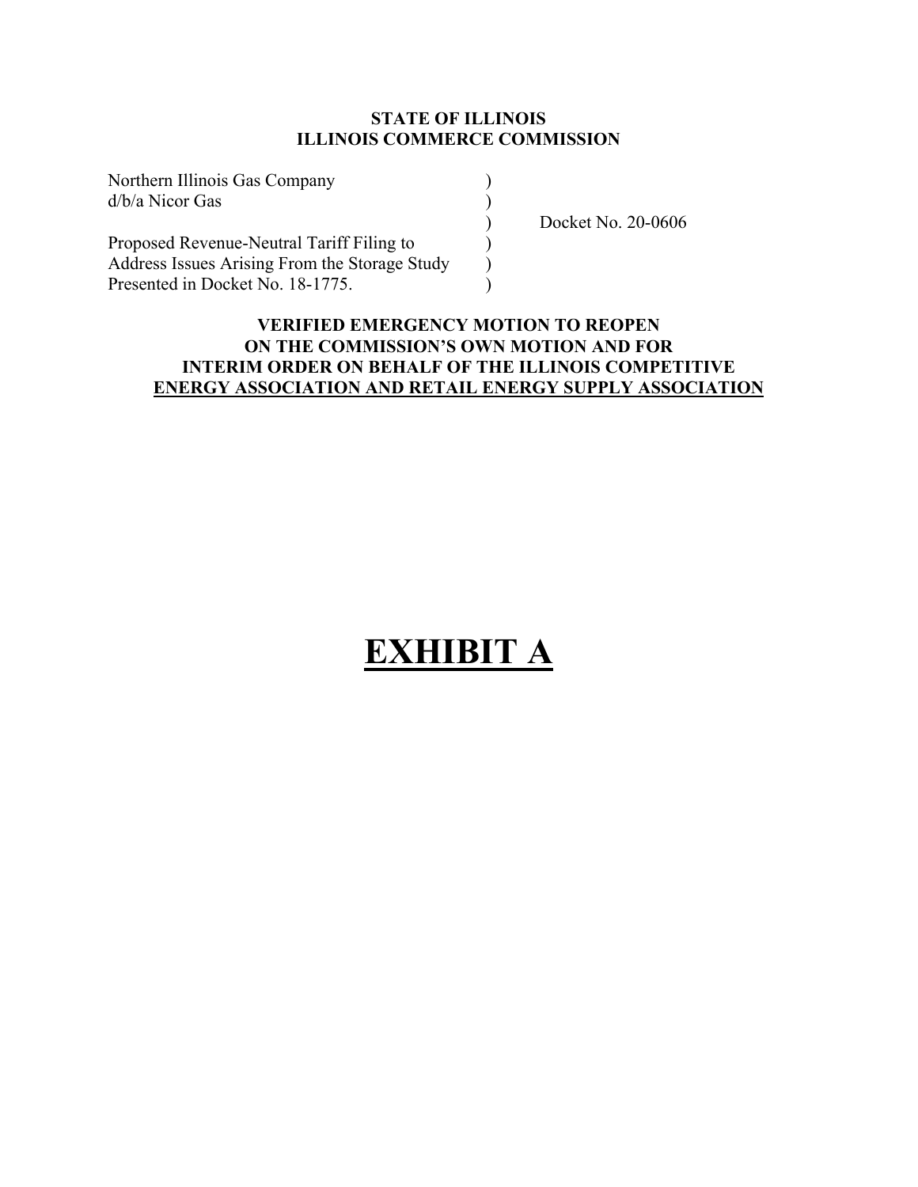**STATE OF ILLINOIS**
**ILLINOIS COMMERCE COMMISSION**

| | | |
|---|---|---|
| Northern Illinois Gas Company | ) | |
| d/b/a Nicor Gas | ) | |
| | ) | Docket No. 20-0606 |
| Proposed Revenue-Neutral Tariff Filing to | ) | |
| Address Issues Arising From the Storage Study | ) | |
| Presented in Docket No. 18-1775. | ) | |

**VERIFIED EMERGENCY MOTION TO REOPEN ON THE COMMISSION'S OWN MOTION AND FOR INTERIM ORDER ON BEHALF OF THE ILLINOIS COMPETITIVE ENERGY ASSOCIATION AND RETAIL ENERGY SUPPLY ASSOCIATION**

# EXHIBIT A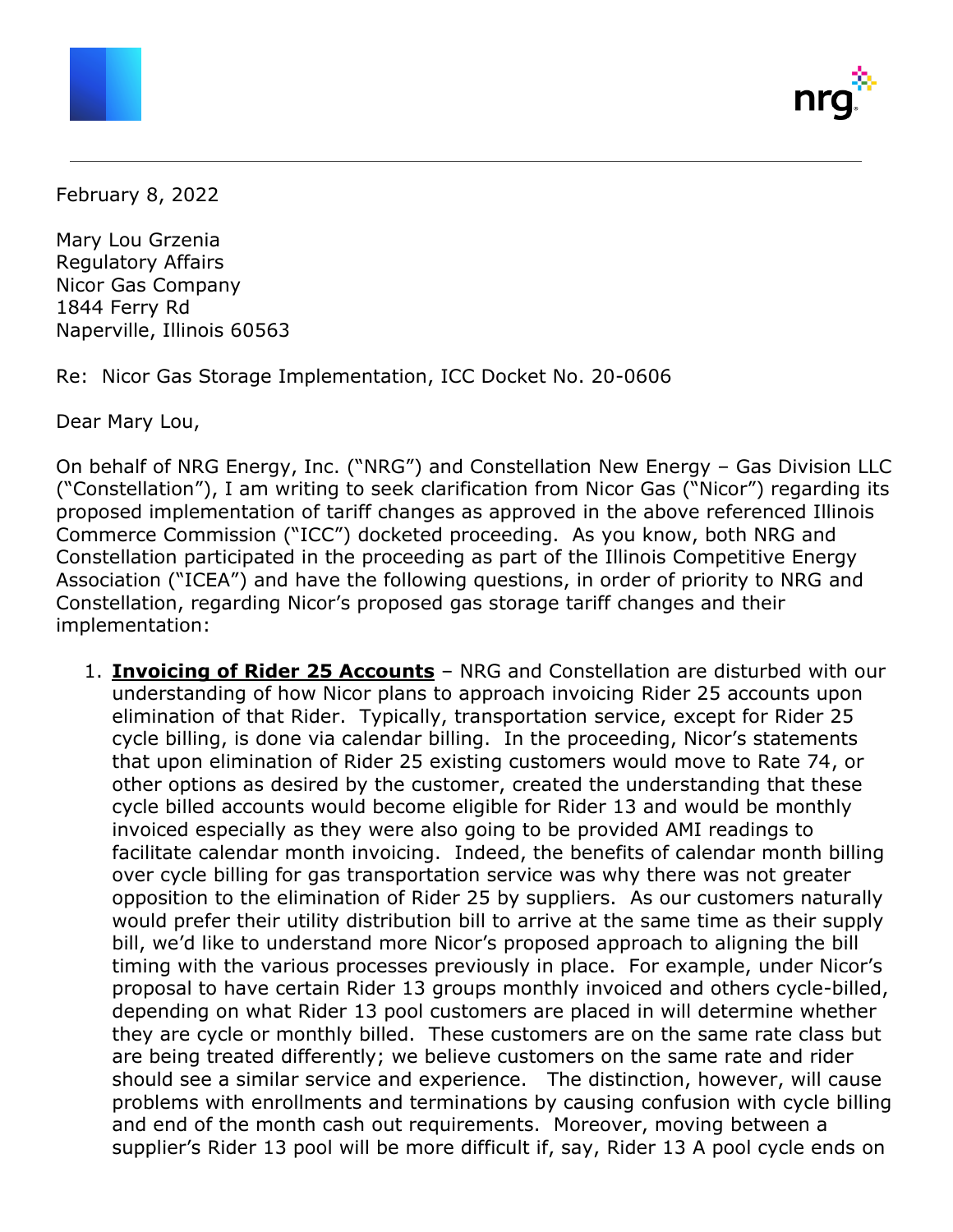February 8, 2022

Mary Lou Grzenia
Regulatory Affairs
Nicor Gas Company
1844 Ferry Rd
Naperville, Illinois 60563

Re: Nicor Gas Storage Implementation, ICC Docket No. 20-0606

Dear Mary Lou,

On behalf of NRG Energy, Inc. ("NRG") and Constellation New Energy – Gas Division LLC ("Constellation"), I am writing to seek clarification from Nicor Gas ("Nicor") regarding its proposed implementation of tariff changes as approved in the above referenced Illinois Commerce Commission ("ICC") docketed proceeding. As you know, both NRG and Constellation participated in the proceeding as part of the Illinois Competitive Energy Association ("ICEA") and have the following questions, in order of priority to NRG and Constellation, regarding Nicor's proposed gas storage tariff changes and their implementation:

1. **Invoicing of Rider 25 Accounts** – NRG and Constellation are disturbed with our understanding of how Nicor plans to approach invoicing Rider 25 accounts upon elimination of that Rider. Typically, transportation service, except for Rider 25 cycle billing, is done via calendar billing. In the proceeding, Nicor's statements that upon elimination of Rider 25 existing customers would move to Rate 74, or other options as desired by the customer, created the understanding that these cycle billed accounts would become eligible for Rider 13 and would be monthly invoiced especially as they were also going to be provided AMI readings to facilitate calendar month invoicing. Indeed, the benefits of calendar month billing over cycle billing for gas transportation service was why there was not greater opposition to the elimination of Rider 25 by suppliers. As our customers naturally would prefer their utility distribution bill to arrive at the same time as their supply bill, we'd like to understand more Nicor's proposed approach to aligning the bill timing with the various processes previously in place. For example, under Nicor's proposal to have certain Rider 13 groups monthly invoiced and others cycle-billed, depending on what Rider 13 pool customers are placed in will determine whether they are cycle or monthly billed. These customers are on the same rate class but are being treated differently; we believe customers on the same rate and rider should see a similar service and experience. The distinction, however, will cause problems with enrollments and terminations by causing confusion with cycle billing and end of the month cash out requirements. Moreover, moving between a supplier's Rider 13 pool will be more difficult if, say, Rider 13 A pool cycle ends on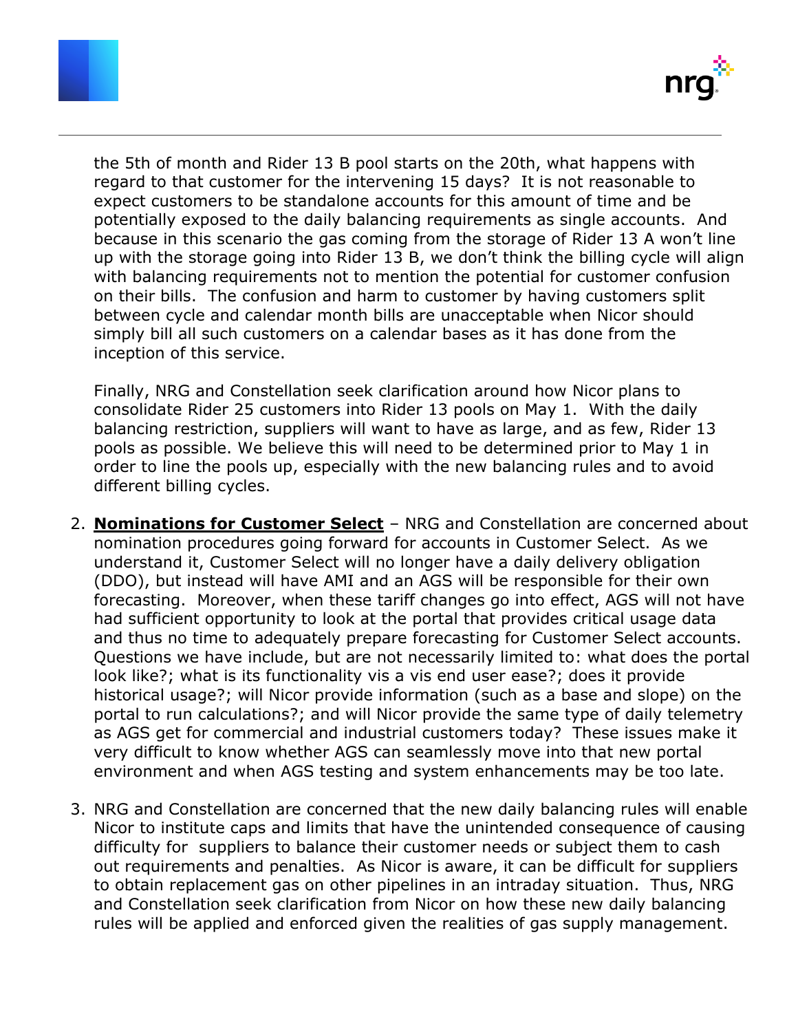the 5th of month and Rider 13 B pool starts on the 20th, what happens with regard to that customer for the intervening 15 days? It is not reasonable to expect customers to be standalone accounts for this amount of time and be potentially exposed to the daily balancing requirements as single accounts. And because in this scenario the gas coming from the storage of Rider 13 A won't line up with the storage going into Rider 13 B, we don't think the billing cycle will align with balancing requirements not to mention the potential for customer confusion on their bills. The confusion and harm to customer by having customers split between cycle and calendar month bills are unacceptable when Nicor should simply bill all such customers on a calendar bases as it has done from the inception of this service.

Finally, NRG and Constellation seek clarification around how Nicor plans to consolidate Rider 25 customers into Rider 13 pools on May 1. With the daily balancing restriction, suppliers will want to have as large, and as few, Rider 13 pools as possible. We believe this will need to be determined prior to May 1 in order to line the pools up, especially with the new balancing rules and to avoid different billing cycles.

2. <u>**Nominations for Customer Select**</u> – NRG and Constellation are concerned about nomination procedures going forward for accounts in Customer Select. As we understand it, Customer Select will no longer have a daily delivery obligation (DDO), but instead will have AMI and an AGS will be responsible for their own forecasting. Moreover, when these tariff changes go into effect, AGS will not have had sufficient opportunity to look at the portal that provides critical usage data and thus no time to adequately prepare forecasting for Customer Select accounts. Questions we have include, but are not necessarily limited to: what does the portal look like?; what is its functionality vis a vis end user ease?; does it provide historical usage?; will Nicor provide information (such as a base and slope) on the portal to run calculations?; and will Nicor provide the same type of daily telemetry as AGS get for commercial and industrial customers today? These issues make it very difficult to know whether AGS can seamlessly move into that new portal environment and when AGS testing and system enhancements may be too late.

3. NRG and Constellation are concerned that the new daily balancing rules will enable Nicor to institute caps and limits that have the unintended consequence of causing difficulty for suppliers to balance their customer needs or subject them to cash out requirements and penalties. As Nicor is aware, it can be difficult for suppliers to obtain replacement gas on other pipelines in an intraday situation. Thus, NRG and Constellation seek clarification from Nicor on how these new daily balancing rules will be applied and enforced given the realities of gas supply management.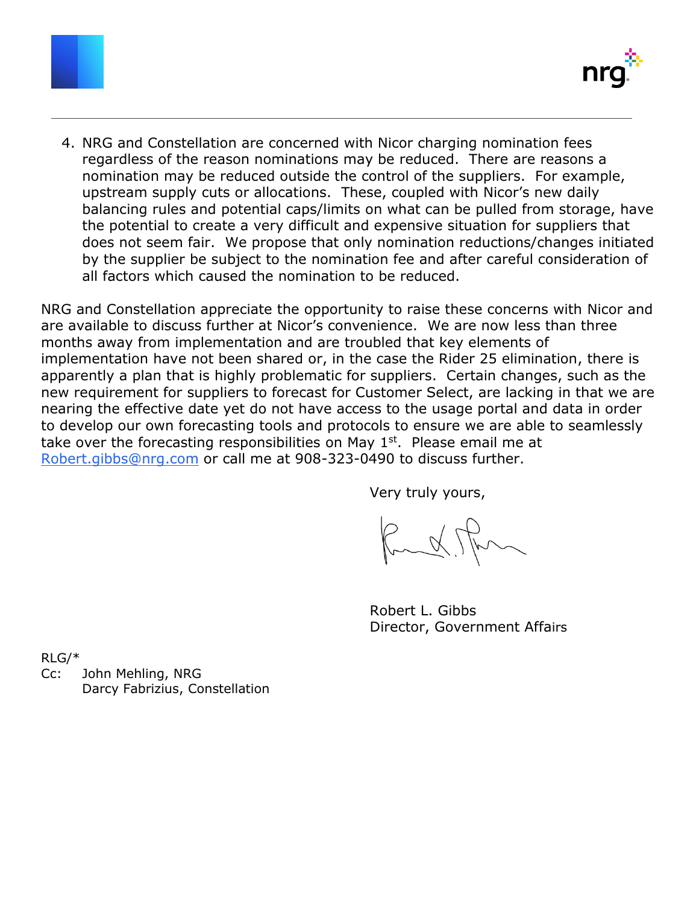4. NRG and Constellation are concerned with Nicor charging nomination fees regardless of the reason nominations may be reduced. There are reasons a nomination may be reduced outside the control of the suppliers. For example, upstream supply cuts or allocations. These, coupled with Nicor's new daily balancing rules and potential caps/limits on what can be pulled from storage, have the potential to create a very difficult and expensive situation for suppliers that does not seem fair. We propose that only nomination reductions/changes initiated by the supplier be subject to the nomination fee and after careful consideration of all factors which caused the nomination to be reduced.

NRG and Constellation appreciate the opportunity to raise these concerns with Nicor and are available to discuss further at Nicor's convenience. We are now less than three months away from implementation and are troubled that key elements of implementation have not been shared or, in the case the Rider 25 elimination, there is apparently a plan that is highly problematic for suppliers. Certain changes, such as the new requirement for suppliers to forecast for Customer Select, are lacking in that we are nearing the effective date yet do not have access to the usage portal and data in order to develop our own forecasting tools and protocols to ensure we are able to seamlessly take over the forecasting responsibilities on May 1st. Please email me at Robert.gibbs@nrg.com or call me at 908-323-0490 to discuss further.

Very truly yours,

Robert L. Gibbs
Director, Government Affairs

RLG/*
Cc: John Mehling, NRG
Darcy Fabrizius, Constellation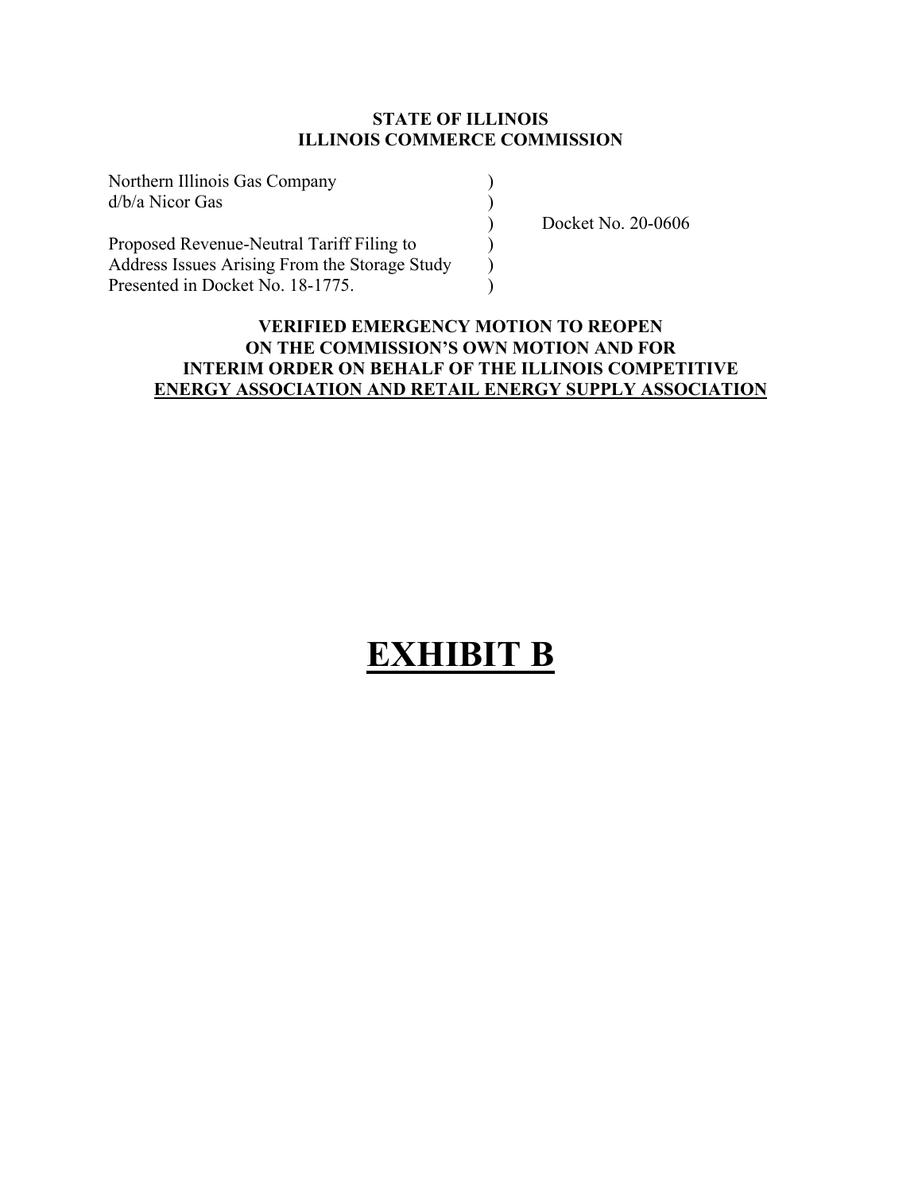**STATE OF ILLINOIS**
**ILLINOIS COMMERCE COMMISSION**

| | | |
|---|---|---|
| Northern Illinois Gas Company | ) | |
| d/b/a Nicor Gas | ) | |
| | ) | Docket No. 20-0606 |
| Proposed Revenue-Neutral Tariff Filing to | ) | |
| Address Issues Arising From the Storage Study | ) | |
| Presented in Docket No. 18-1775. | ) | |

**VERIFIED EMERGENCY MOTION TO REOPEN ON THE COMMISSION'S OWN MOTION AND FOR INTERIM ORDER ON BEHALF OF THE ILLINOIS COMPETITIVE ENERGY ASSOCIATION AND RETAIL ENERGY SUPPLY ASSOCIATION**

# EXHIBIT B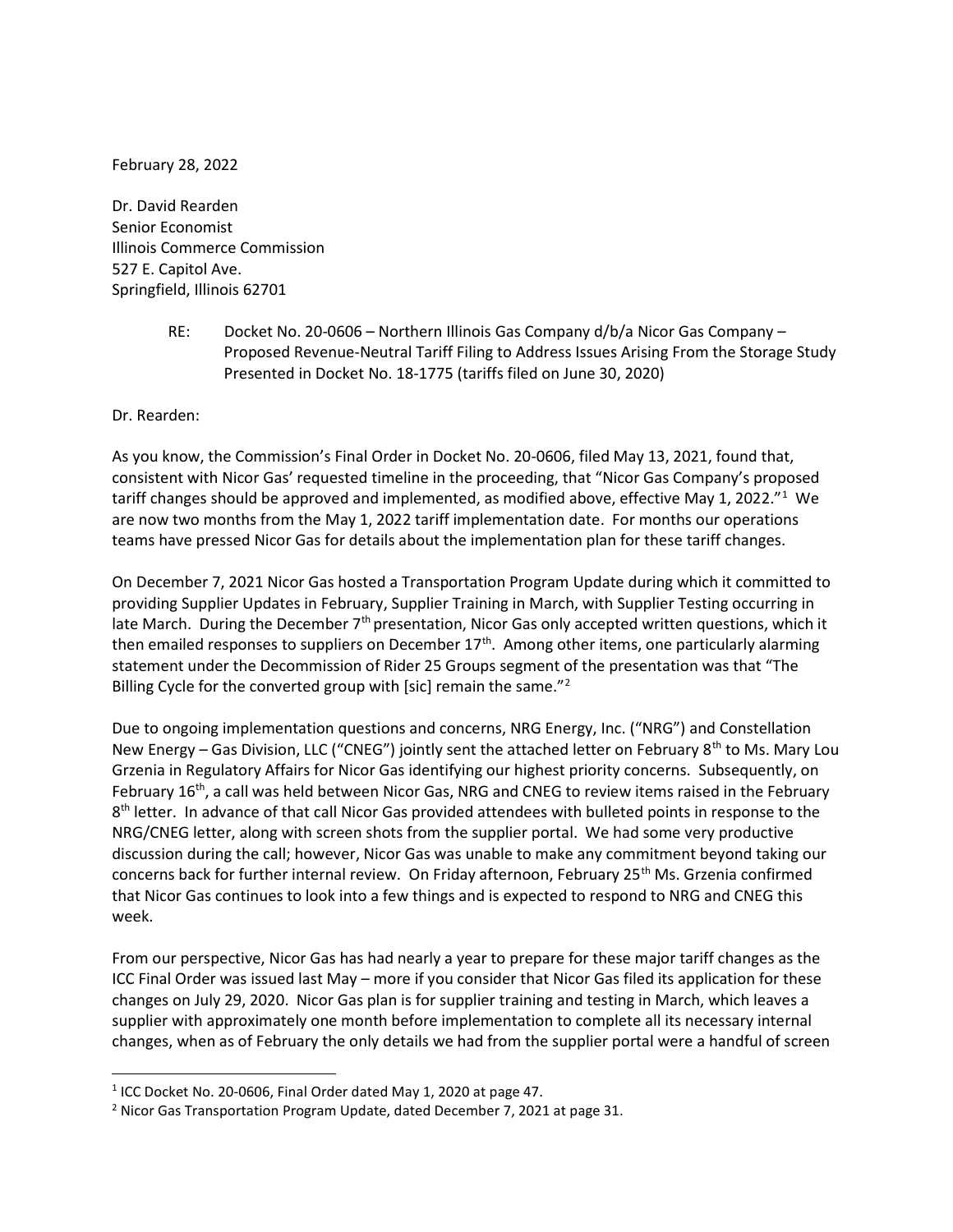February 28, 2022

Dr. David Rearden
Senior Economist
Illinois Commerce Commission
527 E. Capitol Ave.
Springfield, Illinois 62701

RE: Docket No. 20-0606 – Northern Illinois Gas Company d/b/a Nicor Gas Company – Proposed Revenue-Neutral Tariff Filing to Address Issues Arising From the Storage Study Presented in Docket No. 18-1775 (tariffs filed on June 30, 2020)

Dr. Rearden:

As you know, the Commission's Final Order in Docket No. 20-0606, filed May 13, 2021, found that, consistent with Nicor Gas' requested timeline in the proceeding, that "Nicor Gas Company's proposed tariff changes should be approved and implemented, as modified above, effective May 1, 2022."[1] We are now two months from the May 1, 2022 tariff implementation date. For months our operations teams have pressed Nicor Gas for details about the implementation plan for these tariff changes.

On December 7, 2021 Nicor Gas hosted a Transportation Program Update during which it committed to providing Supplier Updates in February, Supplier Training in March, with Supplier Testing occurring in late March. During the December 7th presentation, Nicor Gas only accepted written questions, which it then emailed responses to suppliers on December 17th. Among other items, one particularly alarming statement under the Decommission of Rider 25 Groups segment of the presentation was that "The Billing Cycle for the converted group with [sic] remain the same."[2]

Due to ongoing implementation questions and concerns, NRG Energy, Inc. ("NRG") and Constellation New Energy – Gas Division, LLC ("CNEG") jointly sent the attached letter on February 8th to Ms. Mary Lou Grzenia in Regulatory Affairs for Nicor Gas identifying our highest priority concerns. Subsequently, on February 16th, a call was held between Nicor Gas, NRG and CNEG to review items raised in the February 8th letter. In advance of that call Nicor Gas provided attendees with bulleted points in response to the NRG/CNEG letter, along with screen shots from the supplier portal. We had some very productive discussion during the call; however, Nicor Gas was unable to make any commitment beyond taking our concerns back for further internal review. On Friday afternoon, February 25th Ms. Grzenia confirmed that Nicor Gas continues to look into a few things and is expected to respond to NRG and CNEG this week.

From our perspective, Nicor Gas has had nearly a year to prepare for these major tariff changes as the ICC Final Order was issued last May – more if you consider that Nicor Gas filed its application for these changes on July 29, 2020. Nicor Gas plan is for supplier training and testing in March, which leaves a supplier with approximately one month before implementation to complete all its necessary internal changes, when as of February the only details we had from the supplier portal were a handful of screen

---

[1] ICC Docket No. 20-0606, Final Order dated May 1, 2020 at page 47.

[2] Nicor Gas Transportation Program Update, dated December 7, 2021 at page 31.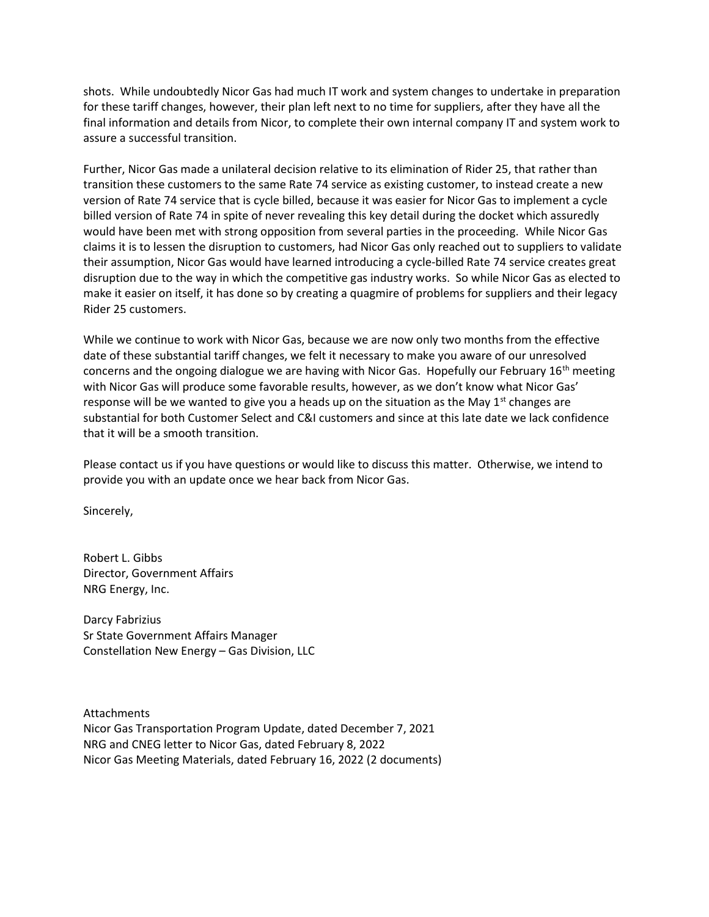shots. While undoubtedly Nicor Gas had much IT work and system changes to undertake in preparation for these tariff changes, however, their plan left next to no time for suppliers, after they have all the final information and details from Nicor, to complete their own internal company IT and system work to assure a successful transition.

Further, Nicor Gas made a unilateral decision relative to its elimination of Rider 25, that rather than transition these customers to the same Rate 74 service as existing customer, to instead create a new version of Rate 74 service that is cycle billed, because it was easier for Nicor Gas to implement a cycle billed version of Rate 74 in spite of never revealing this key detail during the docket which assuredly would have been met with strong opposition from several parties in the proceeding. While Nicor Gas claims it is to lessen the disruption to customers, had Nicor Gas only reached out to suppliers to validate their assumption, Nicor Gas would have learned introducing a cycle-billed Rate 74 service creates great disruption due to the way in which the competitive gas industry works. So while Nicor Gas as elected to make it easier on itself, it has done so by creating a quagmire of problems for suppliers and their legacy Rider 25 customers.

While we continue to work with Nicor Gas, because we are now only two months from the effective date of these substantial tariff changes, we felt it necessary to make you aware of our unresolved concerns and the ongoing dialogue we are having with Nicor Gas. Hopefully our February 16th meeting with Nicor Gas will produce some favorable results, however, as we don't know what Nicor Gas' response will be we wanted to give you a heads up on the situation as the May 1st changes are substantial for both Customer Select and C&I customers and since at this late date we lack confidence that it will be a smooth transition.

Please contact us if you have questions or would like to discuss this matter. Otherwise, we intend to provide you with an update once we hear back from Nicor Gas.

Sincerely,

Robert L. Gibbs
Director, Government Affairs
NRG Energy, Inc.

Darcy Fabrizius
Sr State Government Affairs Manager
Constellation New Energy – Gas Division, LLC

Attachments
Nicor Gas Transportation Program Update, dated December 7, 2021
NRG and CNEG letter to Nicor Gas, dated February 8, 2022
Nicor Gas Meeting Materials, dated February 16, 2022 (2 documents)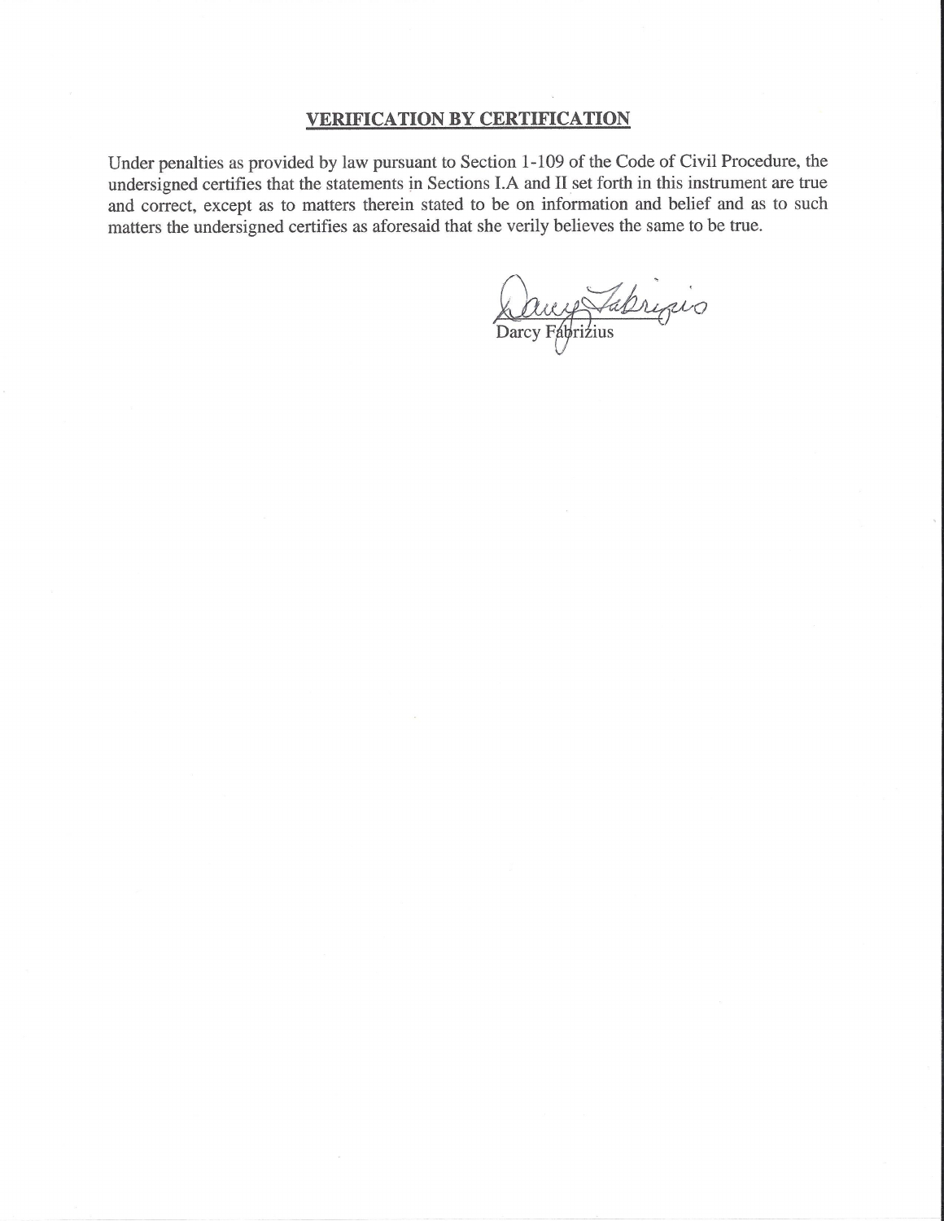## VERIFICATION BY CERTIFICATION

Under penalties as provided by law pursuant to Section 1-109 of the Code of Civil Procedure, the undersigned certifies that the statements in Sections I.A and II set forth in this instrument are true and correct, except as to matters therein stated to be on information and belief and as to such matters the undersigned certifies as aforesaid that she verily believes the same to be true.

Darcy Fabrizius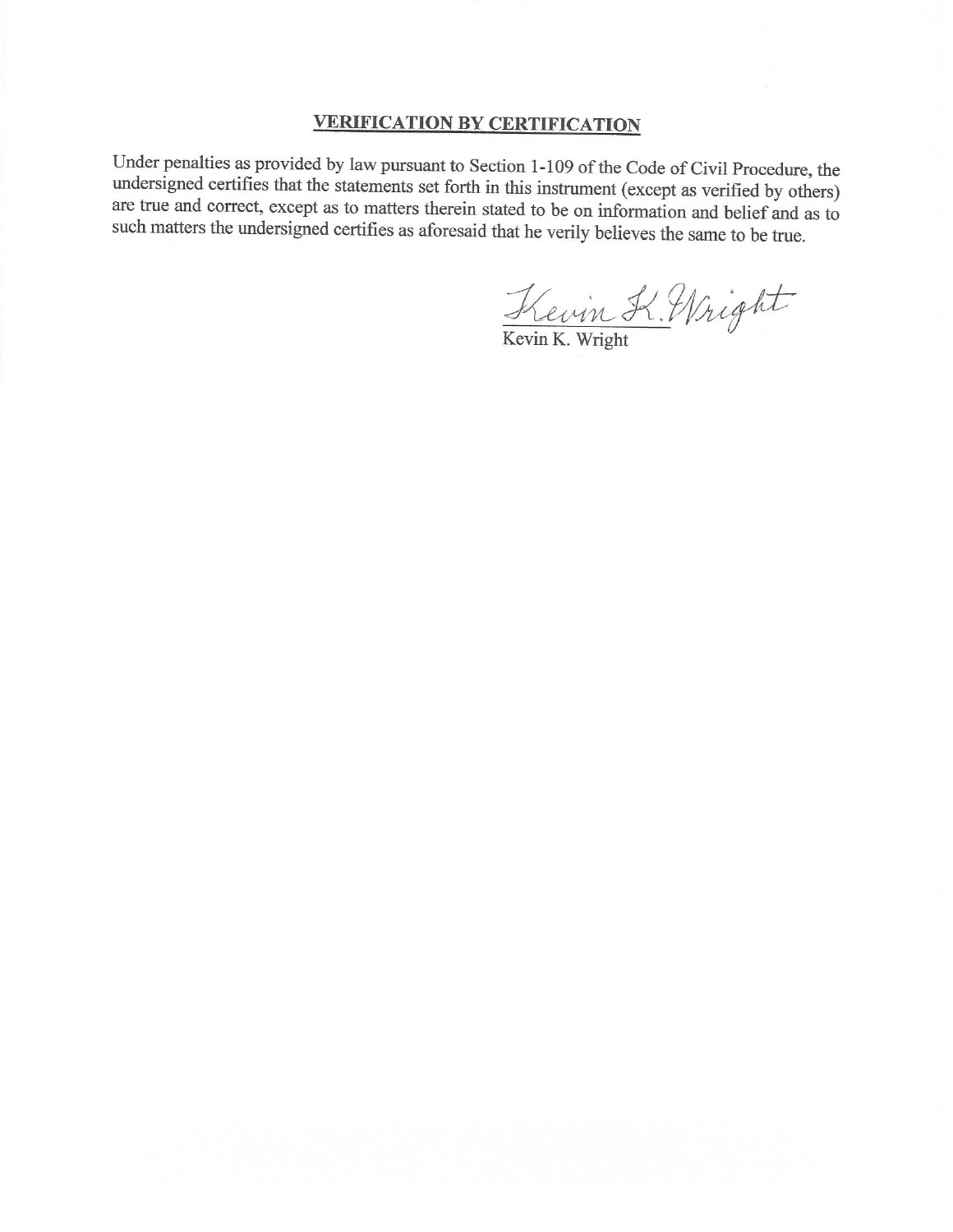## VERIFICATION BY CERTIFICATION

Under penalties as provided by law pursuant to Section 1-109 of the Code of Civil Procedure, the undersigned certifies that the statements set forth in this instrument (except as verified by others) are true and correct, except as to matters therein stated to be on information and belief and as to such matters the undersigned certifies as aforesaid that he verily believes the same to be true.

Kevin K. Wright

Kevin K. Wright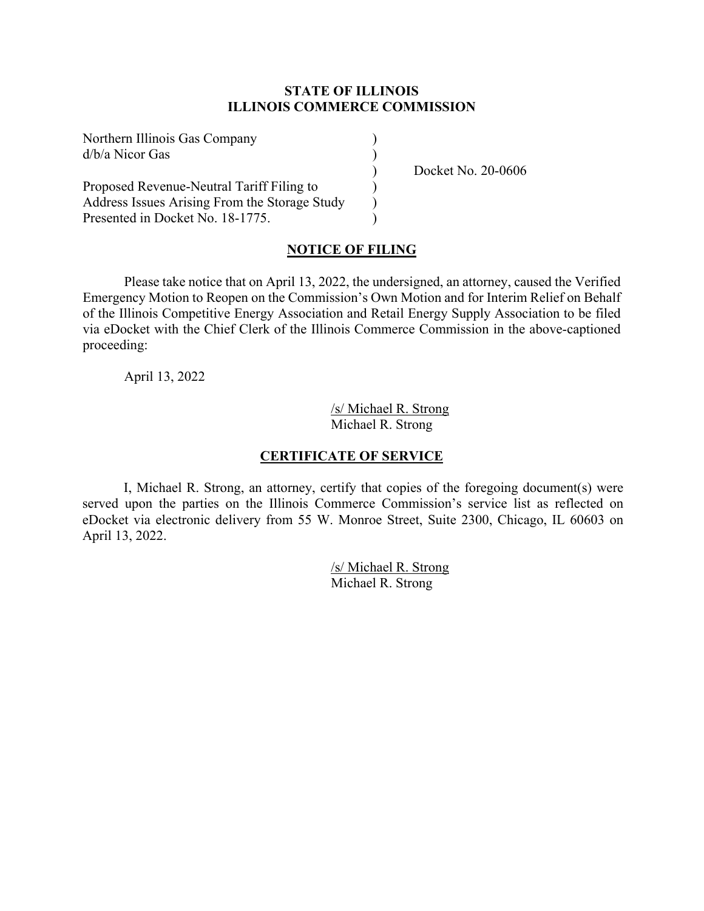**STATE OF ILLINOIS**
**ILLINOIS COMMERCE COMMISSION**

| | | |
|---|---|---|
| Northern Illinois Gas Company | ) | |
| d/b/a Nicor Gas | ) | |
| | ) | Docket No. 20-0606 |
| Proposed Revenue-Neutral Tariff Filing to | ) | |
| Address Issues Arising From the Storage Study | ) | |
| Presented in Docket No. 18-1775. | ) | |

## NOTICE OF FILING

Please take notice that on April 13, 2022, the undersigned, an attorney, caused the Verified Emergency Motion to Reopen on the Commission's Own Motion and for Interim Relief on Behalf of the Illinois Competitive Energy Association and Retail Energy Supply Association to be filed via eDocket with the Chief Clerk of the Illinois Commerce Commission in the above-captioned proceeding:

April 13, 2022

/s/ Michael R. Strong
Michael R. Strong

## CERTIFICATE OF SERVICE

I, Michael R. Strong, an attorney, certify that copies of the foregoing document(s) were served upon the parties on the Illinois Commerce Commission's service list as reflected on eDocket via electronic delivery from 55 W. Monroe Street, Suite 2300, Chicago, IL 60603 on April 13, 2022.

/s/ Michael R. Strong
Michael R. Strong